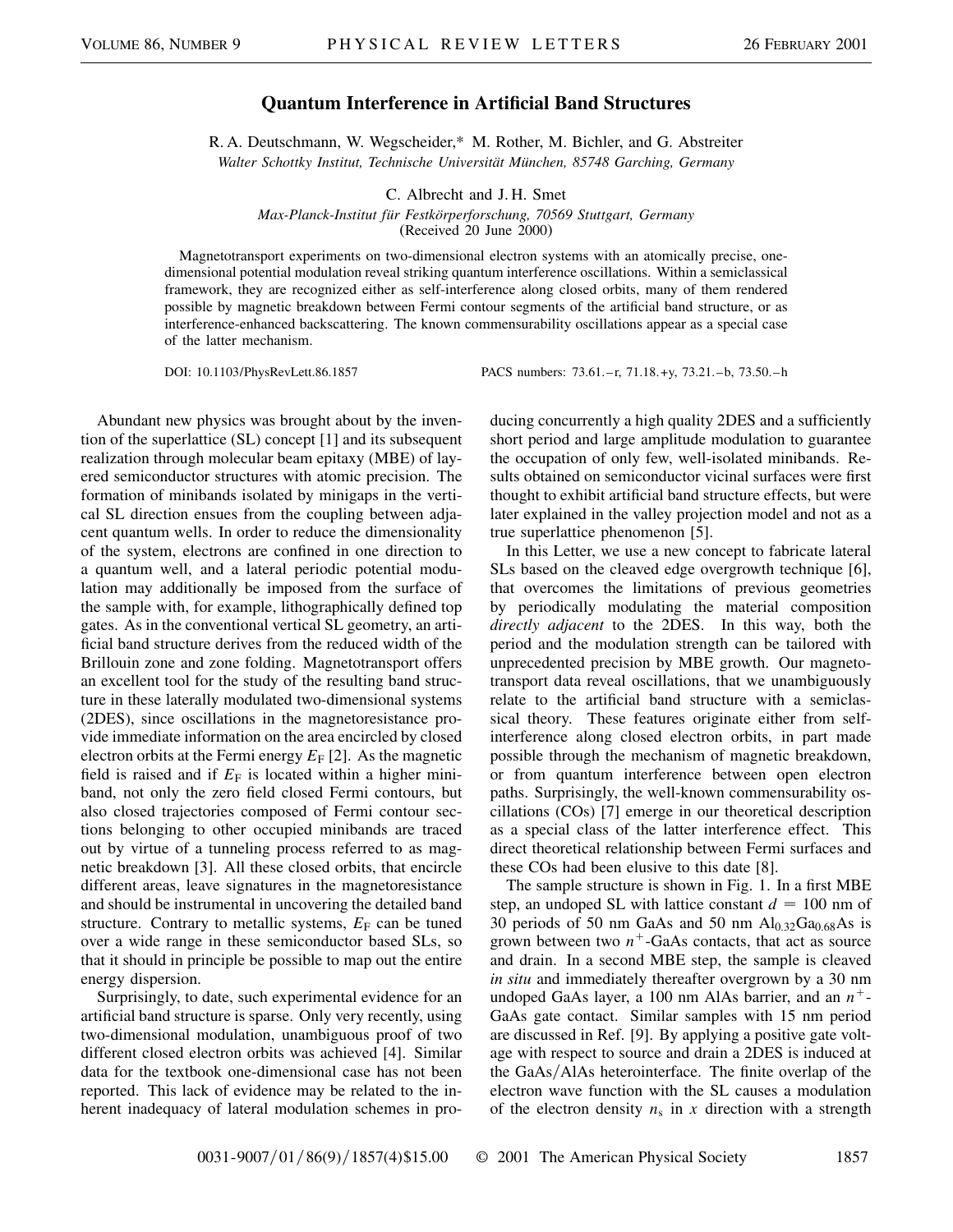# Quantum Interference in Artificial Band Structures

R. A. Deutschmann, W. Wegscheider,* M. Rother, M. Bichler, and G. Abstreiter

*Walter Schottky Institut, Technische Universität München, 85748 Garching, Germany*

C. Albrecht and J. H. Smet

*Max-Planck-Institut für Festkörperforschung, 70569 Stuttgart, Germany*

(Received 20 June 2000)

Magnetotransport experiments on two-dimensional electron systems with an atomically precise, one-dimensional potential modulation reveal striking quantum interference oscillations. Within a semiclassical framework, they are recognized either as self-interference along closed orbits, many of them rendered possible by magnetic breakdown between Fermi contour segments of the artificial band structure, or as interference-enhanced backscattering. The known commensurability oscillations appear as a special case of the latter mechanism.

DOI: 10.1103/PhysRevLett.86.1857 PACS numbers: 73.61.–r, 71.18.+y, 73.21.–b, 73.50.–h

Abundant new physics was brought about by the invention of the superlattice (SL) concept [1] and its subsequent realization through molecular beam epitaxy (MBE) of layered semiconductor structures with atomic precision. The formation of minibands isolated by minigaps in the vertical SL direction ensues from the coupling between adjacent quantum wells. In order to reduce the dimensionality of the system, electrons are confined in one direction to a quantum well, and a lateral periodic potential modulation may additionally be imposed from the surface of the sample with, for example, lithographically defined top gates. As in the conventional vertical SL geometry, an artificial band structure derives from the reduced width of the Brillouin zone and zone folding. Magnetotransport offers an excellent tool for the study of the resulting band structure in these laterally modulated two-dimensional systems (2DES), since oscillations in the magnetoresistance provide immediate information on the area encircled by closed electron orbits at the Fermi energy $E_F$ [2]. As the magnetic field is raised and if $E_F$ is located within a higher miniband, not only the zero field closed Fermi contours, but also closed trajectories composed of Fermi contour sections belonging to other occupied minibands are traced out by virtue of a tunneling process referred to as magnetic breakdown [3]. All these closed orbits, that encircle different areas, leave signatures in the magnetoresistance and should be instrumental in uncovering the detailed band structure. Contrary to metallic systems, $E_F$ can be tuned over a wide range in these semiconductor based SLs, so that it should in principle be possible to map out the entire energy dispersion.

Surprisingly, to date, such experimental evidence for an artificial band structure is sparse. Only very recently, using two-dimensional modulation, unambiguous proof of two different closed electron orbits was achieved [4]. Similar data for the textbook one-dimensional case has not been reported. This lack of evidence may be related to the inherent inadequacy of lateral modulation schemes in producing concurrently a high quality 2DES and a sufficiently short period and large amplitude modulation to guarantee the occupation of only few, well-isolated minibands. Results obtained on semiconductor vicinal surfaces were first thought to exhibit artificial band structure effects, but were later explained in the valley projection model and not as a true superlattice phenomenon [5].

In this Letter, we use a new concept to fabricate lateral SLs based on the cleaved edge overgrowth technique [6], that overcomes the limitations of previous geometries by periodically modulating the material composition *directly adjacent* to the 2DES. In this way, both the period and the modulation strength can be tailored with unprecedented precision by MBE growth. Our magnetotransport data reveal oscillations, that we unambiguously relate to the artificial band structure with a semiclassical theory. These features originate either from self-interference along closed electron orbits, in part made possible through the mechanism of magnetic breakdown, or from quantum interference between open electron paths. Surprisingly, the well-known commensurability oscillations (COs) [7] emerge in our theoretical description as a special class of the latter interference effect. This direct theoretical relationship between Fermi surfaces and these COs had been elusive to this date [8].

The sample structure is shown in Fig. 1. In a first MBE step, an undoped SL with lattice constant $d = 100$ nm of 30 periods of 50 nm GaAs and 50 nm $Al_{0.32}Ga_{0.68}As$ is grown between two $n^+$-GaAs contacts, that act as source and drain. In a second MBE step, the sample is cleaved *in situ* and immediately thereafter overgrown by a 30 nm undoped GaAs layer, a 100 nm AlAs barrier, and an $n^+$-GaAs gate contact. Similar samples with 15 nm period are discussed in Ref. [9]. By applying a positive gate voltage with respect to source and drain a 2DES is induced at the GaAs/AlAs heterointerface. The finite overlap of the electron wave function with the SL causes a modulation of the electron density $n_s$ in $x$ direction with a strength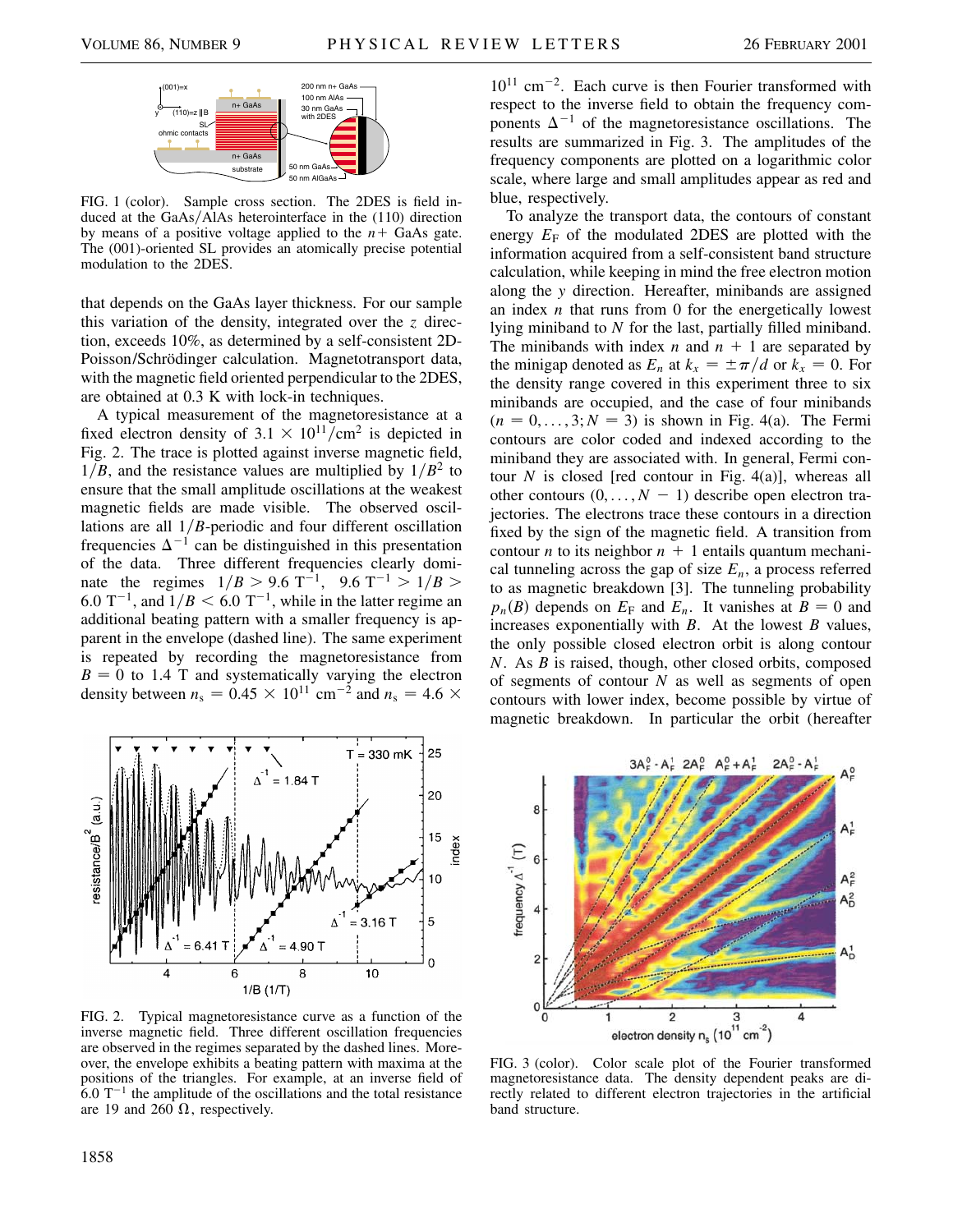FIG. 1 (color). Sample cross section. The 2DES is field induced at the GaAs/AlAs heterointerface in the (110) direction by means of a positive voltage applied to the $n+$ GaAs gate. The (001)-oriented SL provides an atomically precise potential modulation to the 2DES.

that depends on the GaAs layer thickness. For our sample this variation of the density, integrated over the $z$ direction, exceeds 10%, as determined by a self-consistent 2D-Poisson/Schrödinger calculation. Magnetotransport data, with the magnetic field oriented perpendicular to the 2DES, are obtained at 0.3 K with lock-in techniques.

A typical measurement of the magnetoresistance at a fixed electron density of $3.1 \times 10^{11}/\text{cm}^2$ is depicted in Fig. 2. The trace is plotted against inverse magnetic field, $1/B$, and the resistance values are multiplied by $1/B^2$ to ensure that the small amplitude oscillations at the weakest magnetic fields are made visible. The observed oscillations are all $1/B$-periodic and four different oscillation frequencies $\Delta^{-1}$ can be distinguished in this presentation of the data. Three different frequencies clearly dominate the regimes $1/B > 9.6\ \text{T}^{-1}$, $9.6\ \text{T}^{-1} > 1/B > 6.0\ \text{T}^{-1}$, and $1/B < 6.0\ \text{T}^{-1}$, while in the latter regime an additional beating pattern with a smaller frequency is apparent in the envelope (dashed line). The same experiment is repeated by recording the magnetoresistance from $B = 0$ to 1.4 T and systematically varying the electron density between $n_s = 0.45 \times 10^{11}\ \text{cm}^{-2}$ and $n_s = 4.6 \times 10^{11}\ \text{cm}^{-2}$. Each curve is then Fourier transformed with respect to the inverse field to obtain the frequency components $\Delta^{-1}$ of the magnetoresistance oscillations. The results are summarized in Fig. 3. The amplitudes of the frequency components are plotted on a logarithmic color scale, where large and small amplitudes appear as red and blue, respectively.

FIG. 2. Typical magnetoresistance curve as a function of the inverse magnetic field. Three different oscillation frequencies are observed in the regimes separated by the dashed lines. Moreover, the envelope exhibits a beating pattern with maxima at the positions of the triangles. For example, at an inverse field of $6.0\ \text{T}^{-1}$ the amplitude of the oscillations and the total resistance are 19 and 260 $\Omega$, respectively.

To analyze the transport data, the contours of constant energy $E_F$ of the modulated 2DES are plotted with the information acquired from a self-consistent band structure calculation, while keeping in mind the free electron motion along the $y$ direction. Hereafter, minibands are assigned an index $n$ that runs from 0 for the energetically lowest lying miniband to $N$ for the last, partially filled miniband. The minibands with index $n$ and $n + 1$ are separated by the minigap denoted as $E_n$ at $k_x = \pm\pi/d$ or $k_x = 0$. For the density range covered in this experiment three to six minibands are occupied, and the case of four minibands ($n = 0, \ldots, 3; N = 3$) is shown in Fig. 4(a). The Fermi contours are color coded and indexed according to the miniband they are associated with. In general, Fermi contour $N$ is closed [red contour in Fig. 4(a)], whereas all other contours $(0, \ldots, N - 1)$ describe open electron trajectories. The electrons trace these contours in a direction fixed by the sign of the magnetic field. A transition from contour $n$ to its neighbor $n + 1$ entails quantum mechanical tunneling across the gap of size $E_n$, a process referred to as magnetic breakdown [3]. The tunneling probability $p_n(B)$ depends on $E_F$ and $E_n$. It vanishes at $B = 0$ and increases exponentially with $B$. At the lowest $B$ values, the only possible closed electron orbit is along contour $N$. As $B$ is raised, though, other closed orbits, composed of segments of contour $N$ as well as segments of open contours with lower index, become possible by virtue of magnetic breakdown. In particular the orbit (hereafter

FIG. 3 (color). Color scale plot of the Fourier transformed magnetoresistance data. The density dependent peaks are directly related to different electron trajectories in the artificial band structure.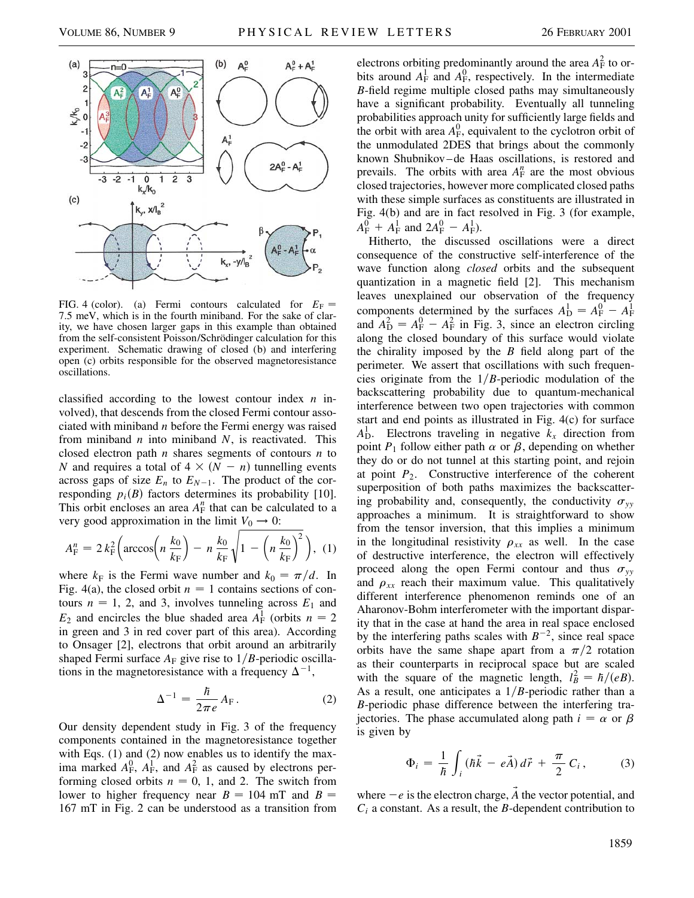FIG. 4 (color). (a) Fermi contours calculated for $E_F = 7.5$ meV, which is in the fourth miniband. For the sake of clarity, we have chosen larger gaps in this example than obtained from the self-consistent Poisson/Schrödinger calculation for this experiment. Schematic drawing of closed (b) and interfering open (c) orbits responsible for the observed magnetoresistance oscillations.

classified according to the lowest contour index $n$ involved), that descends from the closed Fermi contour associated with miniband $n$ before the Fermi energy was raised from miniband $n$ into miniband $N$, is reactivated. This closed electron path $n$ shares segments of contours $n$ to $N$ and requires a total of $4 \times (N - n)$ tunnelling events across gaps of size $E_n$ to $E_{N-1}$. The product of the corresponding $p_i(B)$ factors determines its probability [10]. This orbit encloses an area $A_F^n$ that can be calculated to a very good approximation in the limit $V_0 \to 0$:

$$A_F^n = 2 k_F^2 \left( \arccos\left( n \frac{k_0}{k_F} \right) - n \frac{k_0}{k_F} \sqrt{1 - \left( n \frac{k_0}{k_F} \right)^2} \right), \quad (1)$$

where $k_F$ is the Fermi wave number and $k_0 = \pi/d$. In Fig. 4(a), the closed orbit $n = 1$ contains sections of contours $n = 1$, 2, and 3, involves tunneling across $E_1$ and $E_2$ and encircles the blue shaded area $A_F^1$ (orbits $n = 2$ in green and 3 in red cover part of this area). According to Onsager [2], electrons that orbit around an arbitrarily shaped Fermi surface $A_F$ give rise to $1/B$-periodic oscillations in the magnetoresistance with a frequency $\Delta^{-1}$,

$$\Delta^{-1} = \frac{\hbar}{2\pi e} A_F \,. \quad (2)$$

Our density dependent study in Fig. 3 of the frequency components contained in the magnetoresistance together with Eqs. (1) and (2) now enables us to identify the maxima marked $A_F^0$, $A_F^1$, and $A_F^2$ as caused by electrons performing closed orbits $n = 0$, 1, and 2. The switch from lower to higher frequency near $B = 104$ mT and $B = 167$ mT in Fig. 2 can be understood as a transition from electrons orbiting predominantly around the area $A_F^2$ to orbits around $A_F^1$ and $A_F^0$, respectively. In the intermediate $B$-field regime multiple closed paths may simultaneously have a significant probability. Eventually all tunneling probabilities approach unity for sufficiently large fields and the orbit with area $A_F^0$, equivalent to the cyclotron orbit of the unmodulated 2DES that brings about the commonly known Shubnikov–de Haas oscillations, is restored and prevails. The orbits with area $A_F^n$ are the most obvious closed trajectories, however more complicated closed paths with these simple surfaces as constituents are illustrated in Fig. 4(b) and are in fact resolved in Fig. 3 (for example, $A_F^0 + A_F^1$ and $2A_F^0 - A_F^1$).

Hitherto, the discussed oscillations were a direct consequence of the constructive self-interference of the wave function along *closed* orbits and the subsequent quantization in a magnetic field [2]. This mechanism leaves unexplained our observation of the frequency components determined by the surfaces $A_D^1 = A_F^0 - A_F^1$ and $A_D^2 = A_F^0 - A_F^2$ in Fig. 3, since an electron circling along the closed boundary of this surface would violate the chirality imposed by the $B$ field along part of the perimeter. We assert that oscillations with such frequencies originate from the $1/B$-periodic modulation of the backscattering probability due to quantum-mechanical interference between two open trajectories with common start and end points as illustrated in Fig. 4(c) for surface $A_D^1$. Electrons traveling in negative $k_x$ direction from point $P_1$ follow either path $\alpha$ or $\beta$, depending on whether they do or do not tunnel at this starting point, and rejoin at point $P_2$. Constructive interference of the coherent superposition of both paths maximizes the backscattering probability and, consequently, the conductivity $\sigma_{yy}$ approaches a minimum. It is straightforward to show from the tensor inversion, that this implies a minimum in the longitudinal resistivity $\rho_{xx}$ as well. In the case of destructive interference, the electron will effectively proceed along the open Fermi contour and thus $\sigma_{yy}$ and $\rho_{xx}$ reach their maximum value. This qualitatively different interference phenomenon reminds one of an Aharonov-Bohm interferometer with the important disparity that in the case at hand the area in real space enclosed by the interfering paths scales with $B^{-2}$, since real space orbits have the same shape apart from a $\pi/2$ rotation as their counterparts in reciprocal space but are scaled with the square of the magnetic length, $l_B^2 = \hbar/(eB)$. As a result, one anticipates a $1/B$-periodic rather than a $B$-periodic phase difference between the interfering trajectories. The phase accumulated along path $i = \alpha$ or $\beta$ is given by

$$\Phi_i = \frac{1}{\hbar} \int_i (\hbar \vec{k} - e\vec{A})\, d\vec{r} + \frac{\pi}{2} C_i \,, \quad (3)$$

where $-e$ is the electron charge, $\vec{A}$ the vector potential, and $C_i$ a constant. As a result, the $B$-dependent contribution to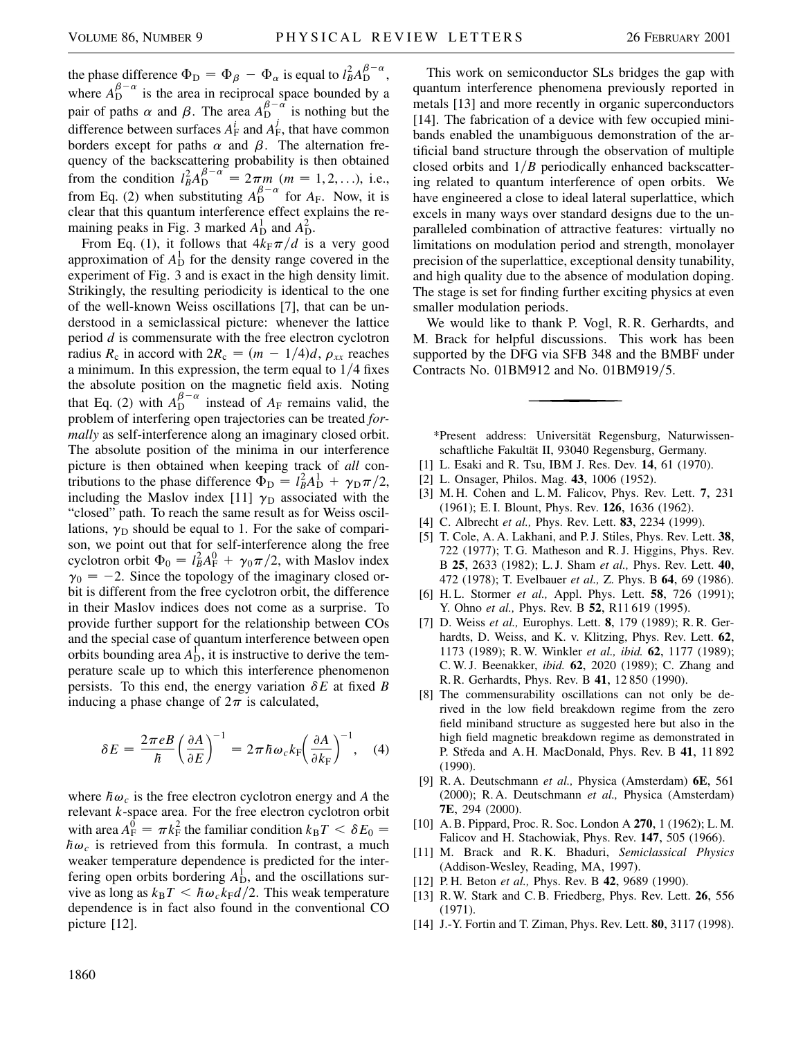the phase difference $\Phi_D = \Phi_\beta - \Phi_\alpha$ is equal to $l_B^2 A_D^{\beta-\alpha}$, where $A_D^{\beta-\alpha}$ is the area in reciprocal space bounded by a pair of paths $\alpha$ and $\beta$. The area $A_D^{\beta-\alpha}$ is nothing but the difference between surfaces $A_F^i$ and $A_F^j$, that have common borders except for paths $\alpha$ and $\beta$. The alternation frequency of the backscattering probability is then obtained from the condition $l_B^2 A_D^{\beta-\alpha} = 2\pi m$ ($m = 1, 2, \ldots$), i.e., from Eq. (2) when substituting $A_D^{\beta-\alpha}$ for $A_F$. Now, it is clear that this quantum interference effect explains the remaining peaks in Fig. 3 marked $A_D^1$ and $A_D^2$.

From Eq. (1), it follows that $4k_F\pi/d$ is a very good approximation of $A_D^1$ for the density range covered in the experiment of Fig. 3 and is exact in the high density limit. Strikingly, the resulting periodicity is identical to the one of the well-known Weiss oscillations [7], that can be understood in a semiclassical picture: whenever the lattice period $d$ is commensurate with the free electron cyclotron radius $R_c$ in accord with $2R_c = (m - 1/4)d$, $\rho_{xx}$ reaches a minimum. In this expression, the term equal to $1/4$ fixes the absolute position on the magnetic field axis. Noting that Eq. (2) with $A_D^{\beta-\alpha}$ instead of $A_F$ remains valid, the problem of interfering open trajectories can be treated *formally* as self-interference along an imaginary closed orbit. The absolute position of the minima in our interference picture is then obtained when keeping track of *all* contributions to the phase difference $\Phi_D = l_B^2 A_D^1 + \gamma_D \pi/2$, including the Maslov index [11] $\gamma_D$ associated with the "closed" path. To reach the same result as for Weiss oscillations, $\gamma_D$ should be equal to 1. For the sake of comparison, we point out that for self-interference along the free cyclotron orbit $\Phi_0 = l_B^2 A_F^0 + \gamma_0 \pi/2$, with Maslov index $\gamma_0 = -2$. Since the topology of the imaginary closed orbit is different from the free cyclotron orbit, the difference in their Maslov indices does not come as a surprise. To provide further support for the relationship between COs and the special case of quantum interference between open orbits bounding area $A_D^1$, it is instructive to derive the temperature scale up to which this interference phenomenon persists. To this end, the energy variation $\delta E$ at fixed $B$ inducing a phase change of $2\pi$ is calculated,

$$\delta E = \frac{2\pi eB}{\hbar}\left(\frac{\partial A}{\partial E}\right)^{-1} = 2\pi\hbar\omega_c k_F \left(\frac{\partial A}{\partial k_F}\right)^{-1}, \quad (4)$$

where $\hbar\omega_c$ is the free electron cyclotron energy and $A$ the relevant $k$-space area. For the free electron cyclotron orbit with area $A_F^0 = \pi k_F^2$ the familiar condition $k_B T < \delta E_0 = \hbar\omega_c$ is retrieved from this formula. In contrast, a much weaker temperature dependence is predicted for the interfering open orbits bordering $A_D^1$, and the oscillations survive as long as $k_B T < \hbar\omega_c k_F d/2$. This weak temperature dependence is in fact also found in the conventional CO picture [12].

This work on semiconductor SLs bridges the gap with quantum interference phenomena previously reported in metals [13] and more recently in organic superconductors [14]. The fabrication of a device with few occupied minibands enabled the unambiguous demonstration of the artificial band structure through the observation of multiple closed orbits and $1/B$ periodically enhanced backscattering related to quantum interference of open orbits. We have engineered a close to ideal lateral superlattice, which excels in many ways over standard designs due to the unparalleled combination of attractive features: virtually no limitations on modulation period and strength, monolayer precision of the superlattice, exceptional density tunability, and high quality due to the absence of modulation doping. The stage is set for finding further exciting physics at even smaller modulation periods.

We would like to thank P. Vogl, R. R. Gerhardts, and M. Brack for helpful discussions. This work has been supported by the DFG via SFB 348 and the BMBF under Contracts No. 01BM912 and No. 01BM919/5.

---

*Present address: Universität Regensburg, Naturwissenschaftliche Fakultät II, 93040 Regensburg, Germany.

[1] L. Esaki and R. Tsu, IBM J. Res. Dev. **14**, 61 (1970).
[2] L. Onsager, Philos. Mag. **43**, 1006 (1952).
[3] M. H. Cohen and L. M. Falicov, Phys. Rev. Lett. **7**, 231 (1961); E. I. Blount, Phys. Rev. **126**, 1636 (1962).
[4] C. Albrecht *et al.,* Phys. Rev. Lett. **83**, 2234 (1999).
[5] T. Cole, A. A. Lakhani, and P. J. Stiles, Phys. Rev. Lett. **38**, 722 (1977); T. G. Matheson and R. J. Higgins, Phys. Rev. B **25**, 2633 (1982); L. J. Sham *et al.,* Phys. Rev. Lett. **40**, 472 (1978); T. Evelbauer *et al.,* Z. Phys. B **64**, 69 (1986).
[6] H. L. Stormer *et al.,* Appl. Phys. Lett. **58**, 726 (1991); Y. Ohno *et al.,* Phys. Rev. B **52**, R11 619 (1995).
[7] D. Weiss *et al.,* Europhys. Lett. **8**, 179 (1989); R. R. Gerhardts, D. Weiss, and K. v. Klitzing, Phys. Rev. Lett. **62**, 1173 (1989); R. W. Winkler *et al., ibid.* **62**, 1177 (1989); C. W. J. Beenakker, *ibid.* **62**, 2020 (1989); C. Zhang and R. R. Gerhardts, Phys. Rev. B **41**, 12 850 (1990).
[8] The commensurability oscillations can not only be derived in the low field breakdown regime from the zero field miniband structure as suggested here but also in the high field magnetic breakdown regime as demonstrated in P. Středa and A. H. MacDonald, Phys. Rev. B **41**, 11 892 (1990).
[9] R. A. Deutschmann *et al.,* Physica (Amsterdam) **6E**, 561 (2000); R. A. Deutschmann *et al.,* Physica (Amsterdam) **7E**, 294 (2000).
[10] A. B. Pippard, Proc. R. Soc. London A **270**, 1 (1962); L. M. Falicov and H. Stachowiak, Phys. Rev. **147**, 505 (1966).
[11] M. Brack and R. K. Bhaduri, *Semiclassical Physics* (Addison-Wesley, Reading, MA, 1997).
[12] P. H. Beton *et al.,* Phys. Rev. B **42**, 9689 (1990).
[13] R. W. Stark and C. B. Friedberg, Phys. Rev. Lett. **26**, 556 (1971).
[14] J.-Y. Fortin and T. Ziman, Phys. Rev. Lett. **80**, 3117 (1998).